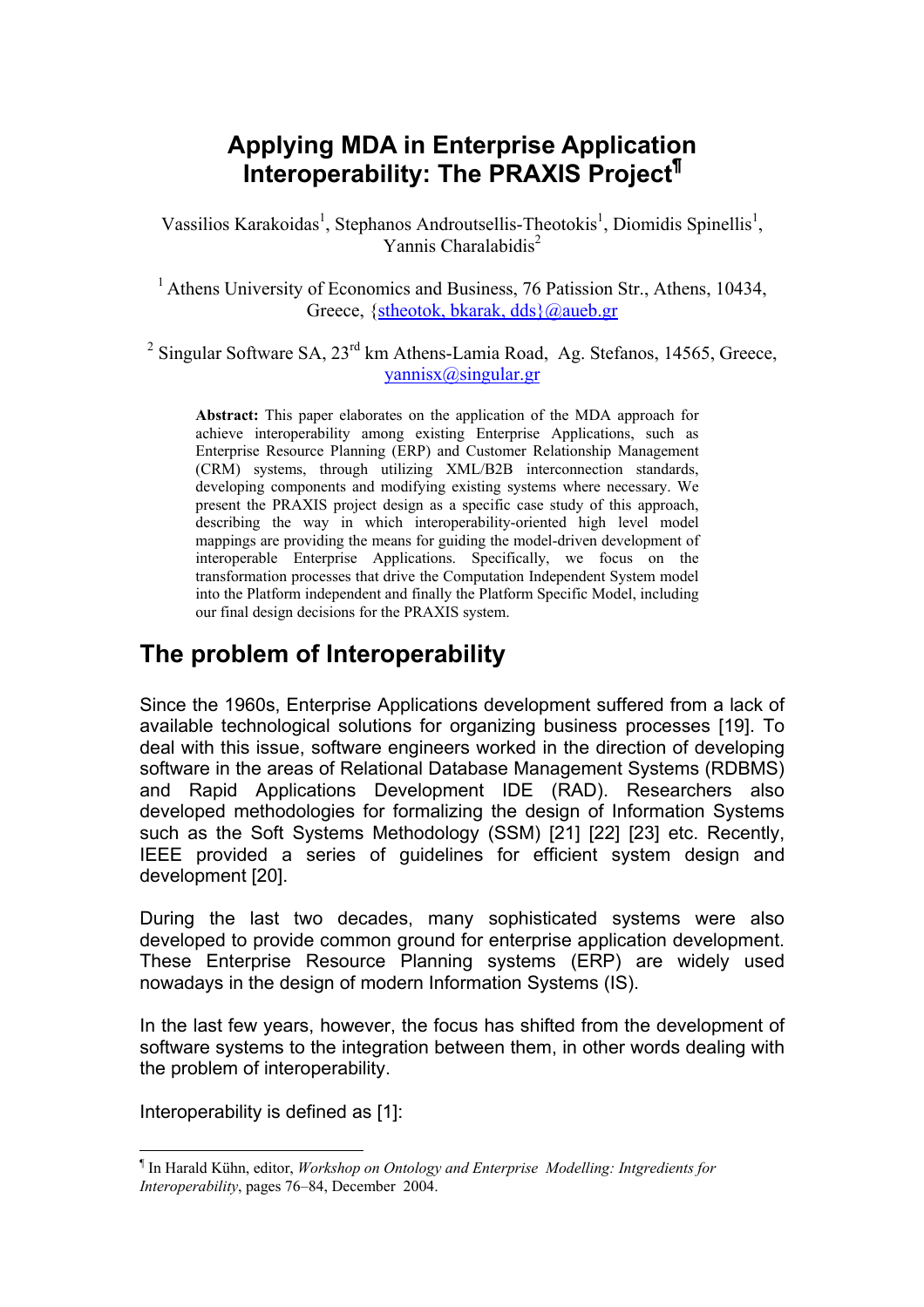# Applying MDA in Enterprise Application Interoperability: The PRAXIS Project[¶]

Vassilios Karakoidas[1], Stephanos Androutsellis-Theotokis[1], Diomidis Spinellis[1], Yannis Charalabidis[2]

[1] Athens University of Economics and Business, 76 Patission Str., Athens, 10434, Greece, {stheotok, bkarak, dds}@aueb.gr

[2] Singular Software SA, 23rd km Athens-Lamia Road, Ag. Stefanos, 14565, Greece, yannisx@singular.gr

**Abstract:** This paper elaborates on the application of the MDA approach for achieve interoperability among existing Enterprise Applications, such as Enterprise Resource Planning (ERP) and Customer Relationship Management (CRM) systems, through utilizing XML/B2B interconnection standards, developing components and modifying existing systems where necessary. We present the PRAXIS project design as a specific case study of this approach, describing the way in which interoperability-oriented high level model mappings are providing the means for guiding the model-driven development of interoperable Enterprise Applications. Specifically, we focus on the transformation processes that drive the Computation Independent System model into the Platform independent and finally the Platform Specific Model, including our final design decisions for the PRAXIS system.

## The problem of Interoperability

Since the 1960s, Enterprise Applications development suffered from a lack of available technological solutions for organizing business processes [19]. To deal with this issue, software engineers worked in the direction of developing software in the areas of Relational Database Management Systems (RDBMS) and Rapid Applications Development IDE (RAD). Researchers also developed methodologies for formalizing the design of Information Systems such as the Soft Systems Methodology (SSM) [21] [22] [23] etc. Recently, IEEE provided a series of guidelines for efficient system design and development [20].

During the last two decades, many sophisticated systems were also developed to provide common ground for enterprise application development. These Enterprise Resource Planning systems (ERP) are widely used nowadays in the design of modern Information Systems (IS).

In the last few years, however, the focus has shifted from the development of software systems to the integration between them, in other words dealing with the problem of interoperability.

Interoperability is defined as [1]:

---

[¶] In Harald Kühn, editor, *Workshop on Ontology and Enterprise Modelling: Intgredients for Interoperability*, pages 76–84, December 2004.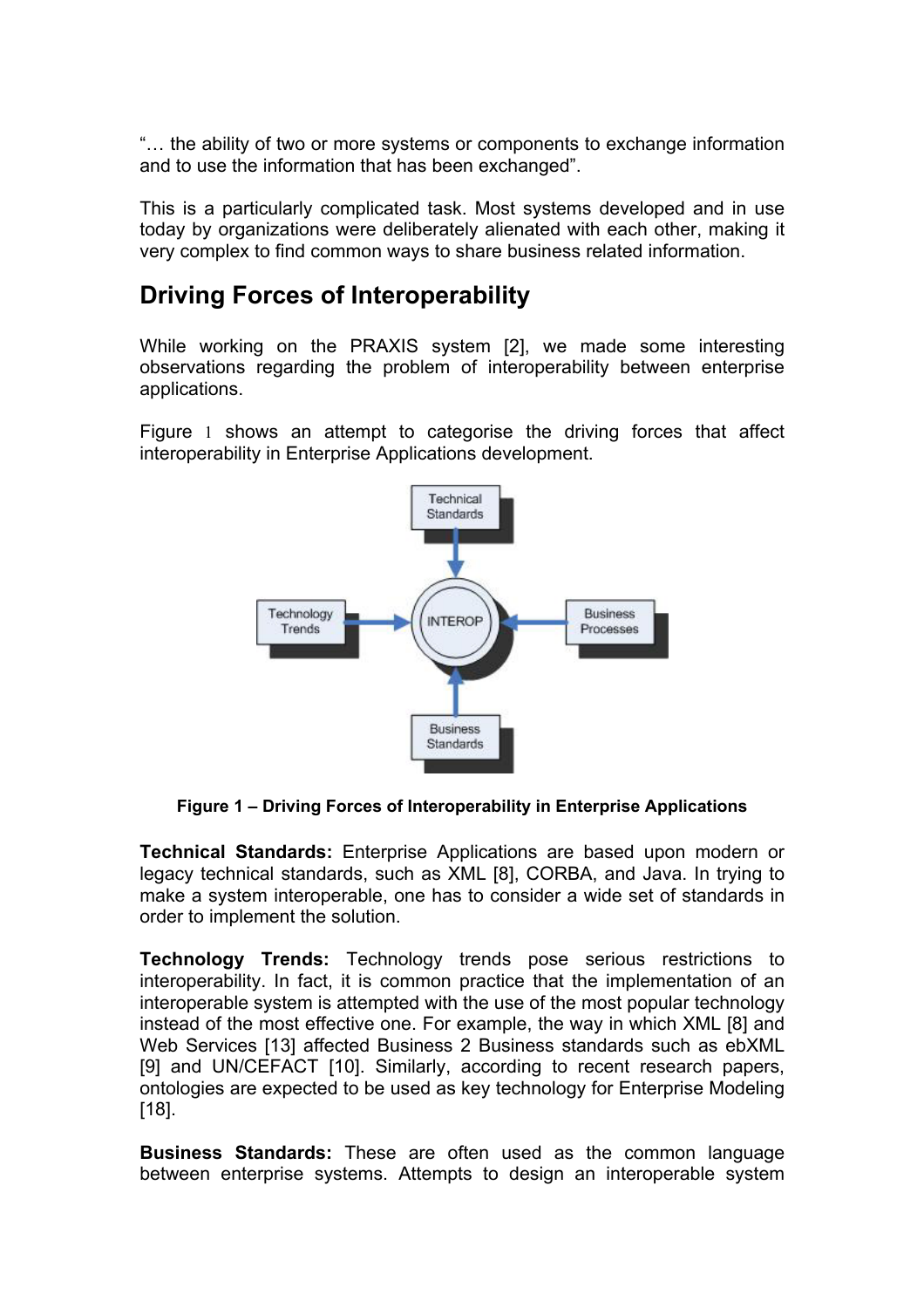"… the ability of two or more systems or components to exchange information and to use the information that has been exchanged".

This is a particularly complicated task. Most systems developed and in use today by organizations were deliberately alienated with each other, making it very complex to find common ways to share business related information.

## Driving Forces of Interoperability

While working on the PRAXIS system [2], we made some interesting observations regarding the problem of interoperability between enterprise applications.

Figure 1 shows an attempt to categorise the driving forces that affect interoperability in Enterprise Applications development.

**Figure 1 – Driving Forces of Interoperability in Enterprise Applications**

**Technical Standards:** Enterprise Applications are based upon modern or legacy technical standards, such as XML [8], CORBA, and Java. In trying to make a system interoperable, one has to consider a wide set of standards in order to implement the solution.

**Technology Trends:** Technology trends pose serious restrictions to interoperability. In fact, it is common practice that the implementation of an interoperable system is attempted with the use of the most popular technology instead of the most effective one. For example, the way in which XML [8] and Web Services [13] affected Business 2 Business standards such as ebXML [9] and UN/CEFACT [10]. Similarly, according to recent research papers, ontologies are expected to be used as key technology for Enterprise Modeling [18].

**Business Standards:** These are often used as the common language between enterprise systems. Attempts to design an interoperable system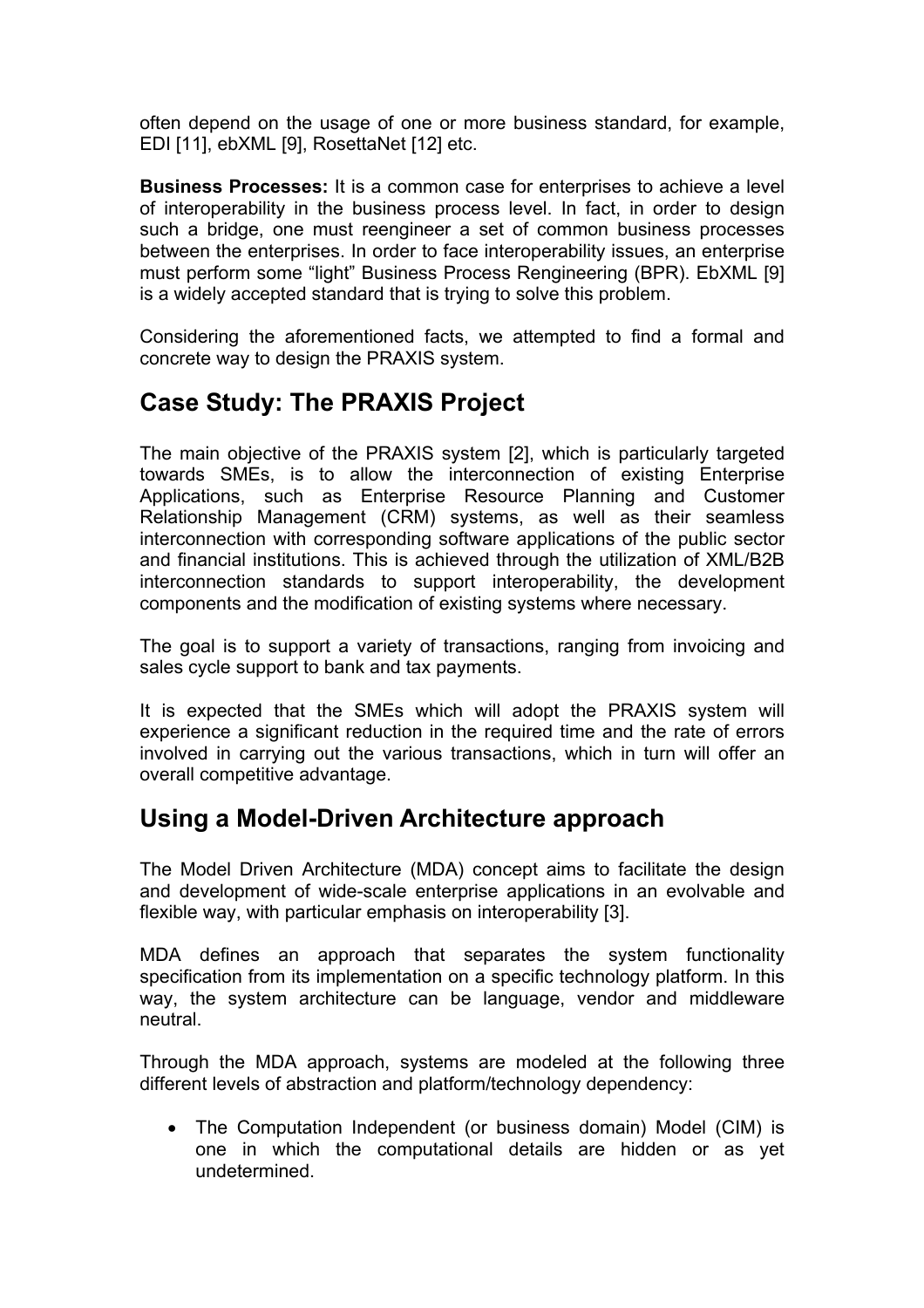often depend on the usage of one or more business standard, for example, EDI [11], ebXML [9], RosettaNet [12] etc.

**Business Processes:** It is a common case for enterprises to achieve a level of interoperability in the business process level. In fact, in order to design such a bridge, one must reengineer a set of common business processes between the enterprises. In order to face interoperability issues, an enterprise must perform some "light" Business Process Rengineering (BPR). EbXML [9] is a widely accepted standard that is trying to solve this problem.

Considering the aforementioned facts, we attempted to find a formal and concrete way to design the PRAXIS system.

## Case Study: The PRAXIS Project

The main objective of the PRAXIS system [2], which is particularly targeted towards SMEs, is to allow the interconnection of existing Enterprise Applications, such as Enterprise Resource Planning and Customer Relationship Management (CRM) systems, as well as their seamless interconnection with corresponding software applications of the public sector and financial institutions. This is achieved through the utilization of XML/B2B interconnection standards to support interoperability, the development components and the modification of existing systems where necessary.

The goal is to support a variety of transactions, ranging from invoicing and sales cycle support to bank and tax payments.

It is expected that the SMEs which will adopt the PRAXIS system will experience a significant reduction in the required time and the rate of errors involved in carrying out the various transactions, which in turn will offer an overall competitive advantage.

## Using a Model-Driven Architecture approach

The Model Driven Architecture (MDA) concept aims to facilitate the design and development of wide-scale enterprise applications in an evolvable and flexible way, with particular emphasis on interoperability [3].

MDA defines an approach that separates the system functionality specification from its implementation on a specific technology platform. In this way, the system architecture can be language, vendor and middleware neutral.

Through the MDA approach, systems are modeled at the following three different levels of abstraction and platform/technology dependency:

- The Computation Independent (or business domain) Model (CIM) is one in which the computational details are hidden or as yet undetermined.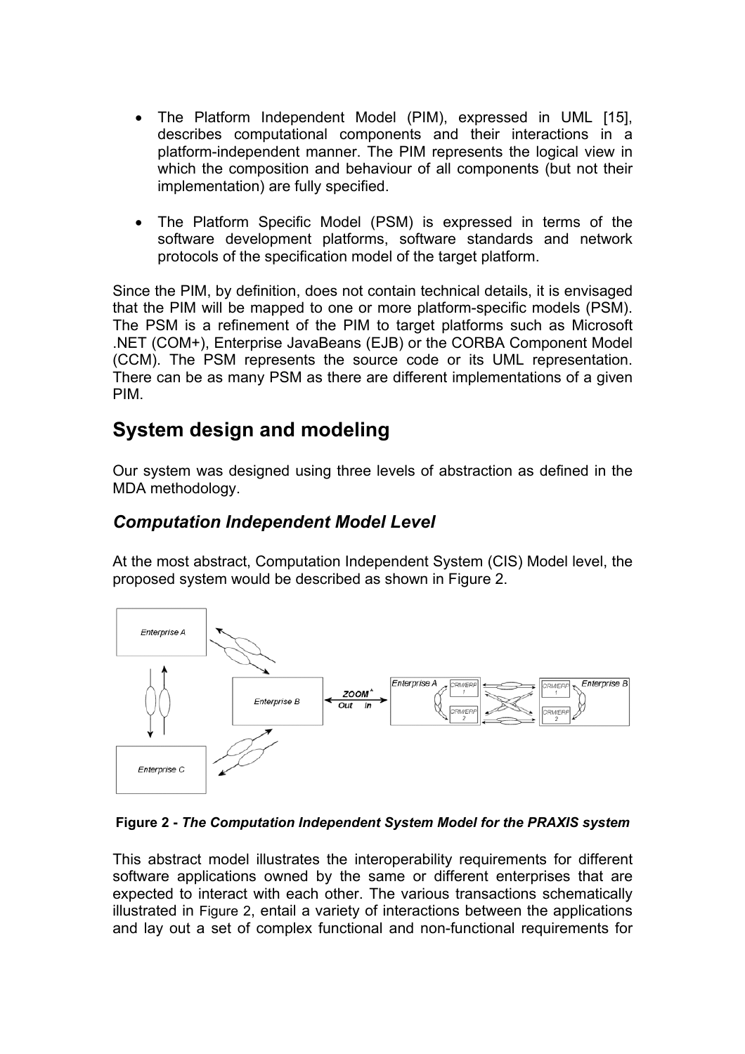- The Platform Independent Model (PIM), expressed in UML [15], describes computational components and their interactions in a platform-independent manner. The PIM represents the logical view in which the composition and behaviour of all components (but not their implementation) are fully specified.

- The Platform Specific Model (PSM) is expressed in terms of the software development platforms, software standards and network protocols of the specification model of the target platform.

Since the PIM, by definition, does not contain technical details, it is envisaged that the PIM will be mapped to one or more platform-specific models (PSM). The PSM is a refinement of the PIM to target platforms such as Microsoft .NET (COM+), Enterprise JavaBeans (EJB) or the CORBA Component Model (CCM). The PSM represents the source code or its UML representation. There can be as many PSM as there are different implementations of a given PIM.

## System design and modeling

Our system was designed using three levels of abstraction as defined in the MDA methodology.

### *Computation Independent Model Level*

At the most abstract, Computation Independent System (CIS) Model level, the proposed system would be described as shown in Figure 2.

**Figure 2 -** ***The Computation Independent System Model for the PRAXIS system***

This abstract model illustrates the interoperability requirements for different software applications owned by the same or different enterprises that are expected to interact with each other. The various transactions schematically illustrated in Figure 2, entail a variety of interactions between the applications and lay out a set of complex functional and non-functional requirements for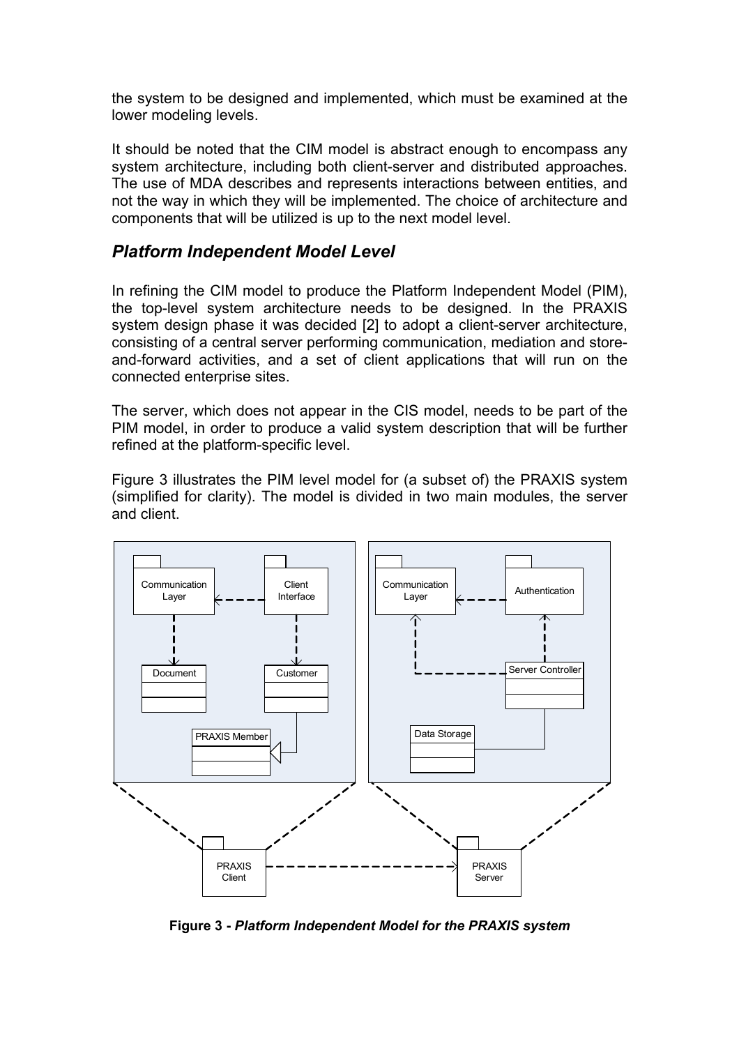the system to be designed and implemented, which must be examined at the lower modeling levels.

It should be noted that the CIM model is abstract enough to encompass any system architecture, including both client-server and distributed approaches. The use of MDA describes and represents interactions between entities, and not the way in which they will be implemented. The choice of architecture and components that will be utilized is up to the next model level.

## *Platform Independent Model Level*

In refining the CIM model to produce the Platform Independent Model (PIM), the top-level system architecture needs to be designed. In the PRAXIS system design phase it was decided [2] to adopt a client-server architecture, consisting of a central server performing communication, mediation and store-and-forward activities, and a set of client applications that will run on the connected enterprise sites.

The server, which does not appear in the CIS model, needs to be part of the PIM model, in order to produce a valid system description that will be further refined at the platform-specific level.

Figure 3 illustrates the PIM level model for (a subset of) the PRAXIS system (simplified for clarity). The model is divided in two main modules, the server and client.

**Figure 3 -** ***Platform Independent Model for the PRAXIS system***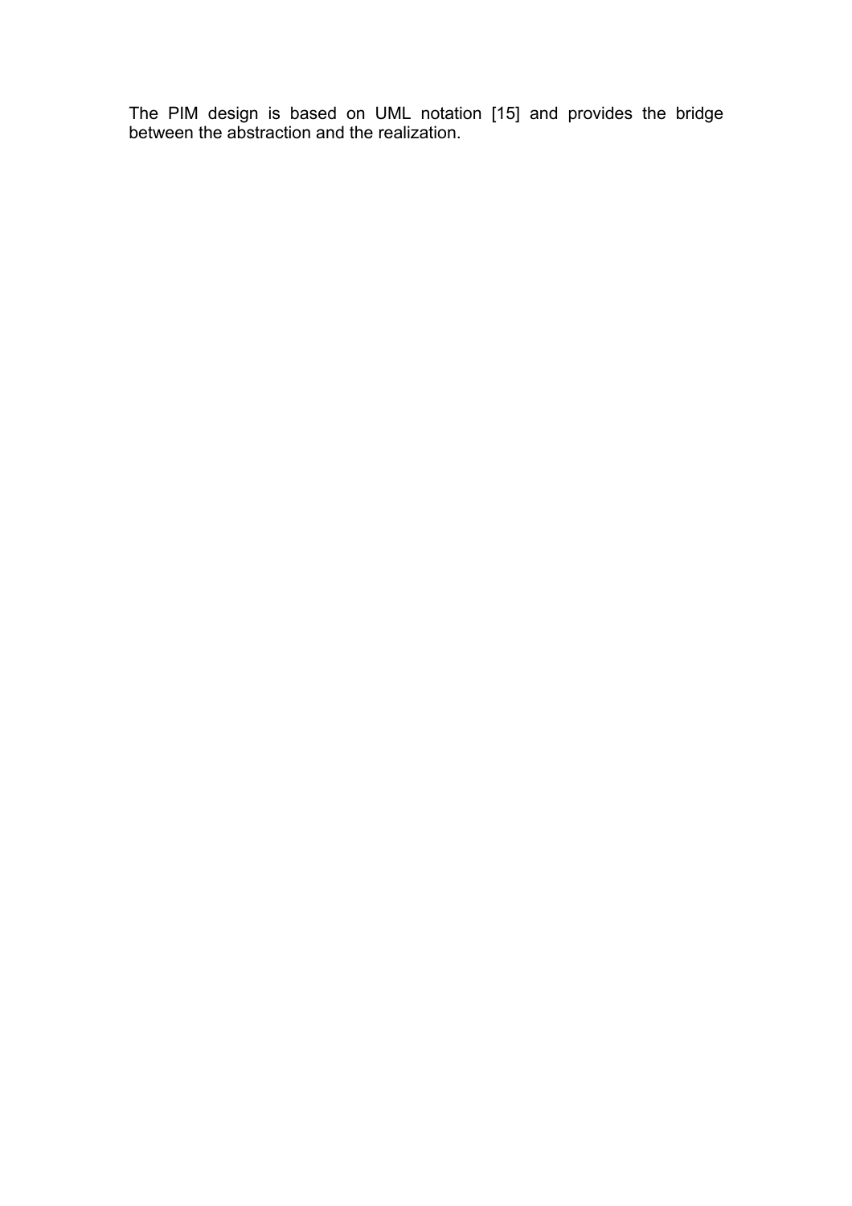The PIM design is based on UML notation [15] and provides the bridge between the abstraction and the realization.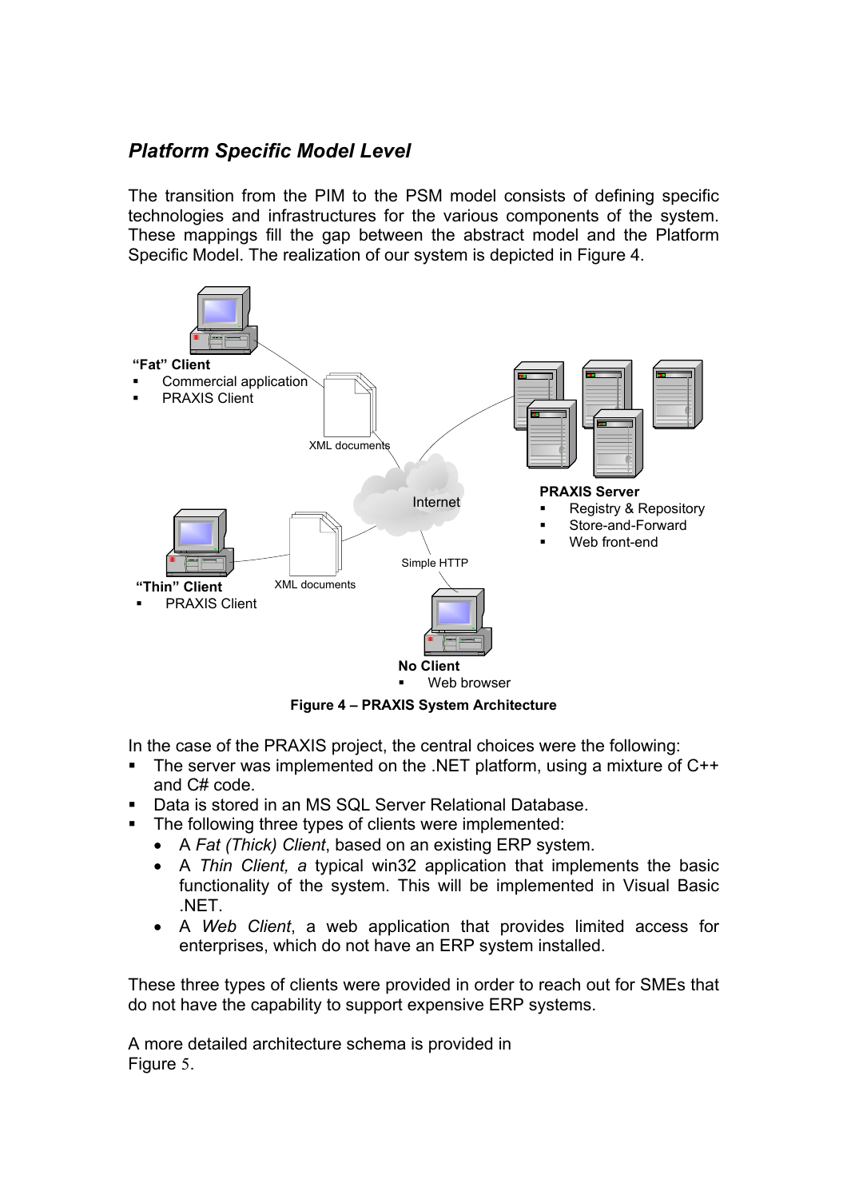### *Platform Specific Model Level*

The transition from the PIM to the PSM model consists of defining specific technologies and infrastructures for the various components of the system. These mappings fill the gap between the abstract model and the Platform Specific Model. The realization of our system is depicted in Figure 4.

**Figure 4 – PRAXIS System Architecture**

In the case of the PRAXIS project, the central choices were the following:

- The server was implemented on the .NET platform, using a mixture of C++ and C# code.
- Data is stored in an MS SQL Server Relational Database.
- The following three types of clients were implemented:
  - A *Fat (Thick) Client*, based on an existing ERP system.
  - A *Thin Client, a* typical win32 application that implements the basic functionality of the system. This will be implemented in Visual Basic .NET.
  - A *Web Client*, a web application that provides limited access for enterprises, which do not have an ERP system installed.

These three types of clients were provided in order to reach out for SMEs that do not have the capability to support expensive ERP systems.

A more detailed architecture schema is provided in
Figure 5.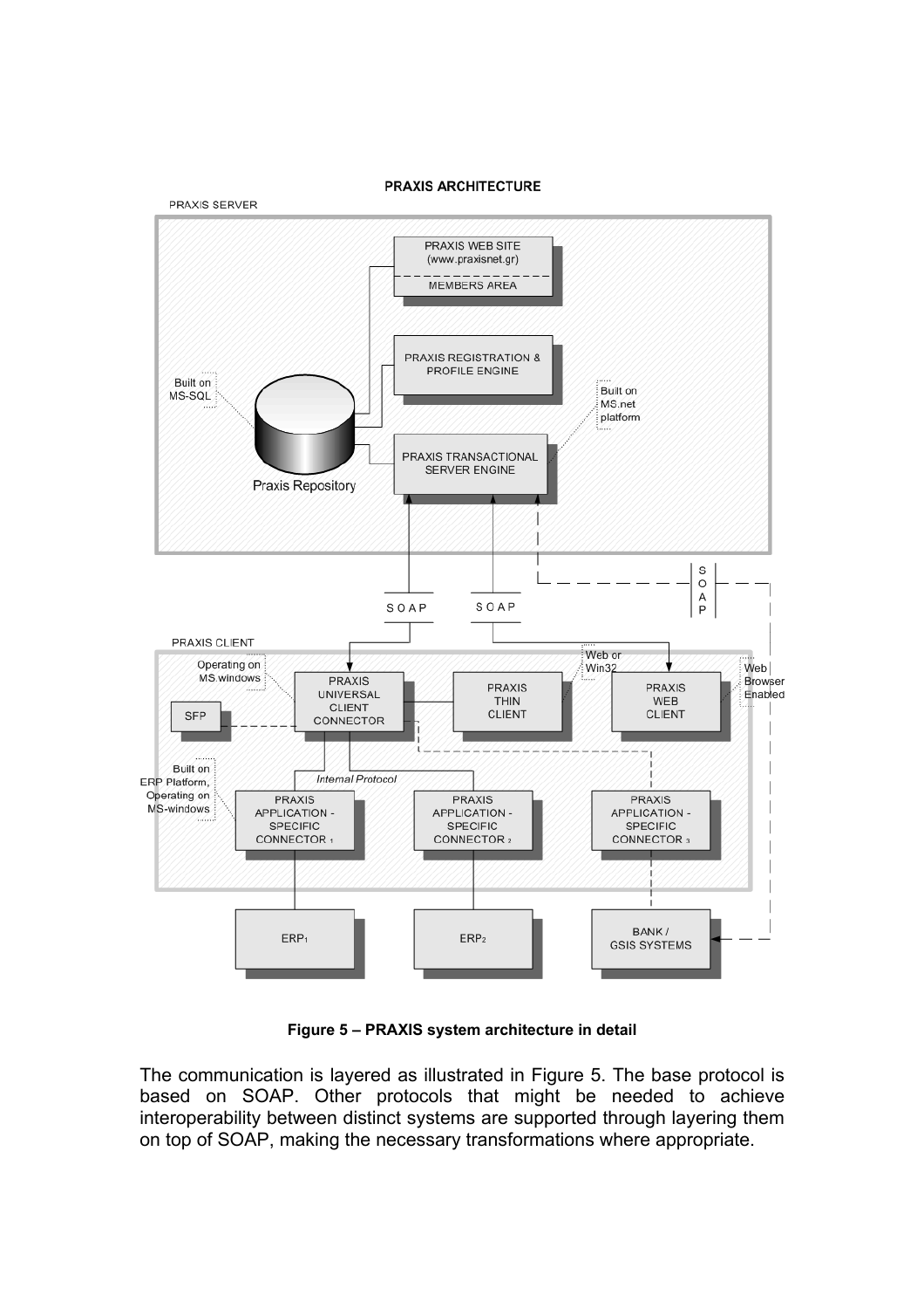**Figure 5 – PRAXIS system architecture in detail**

The communication is layered as illustrated in Figure 5. The base protocol is based on SOAP. Other protocols that might be needed to achieve interoperability between distinct systems are supported through layering them on top of SOAP, making the necessary transformations where appropriate.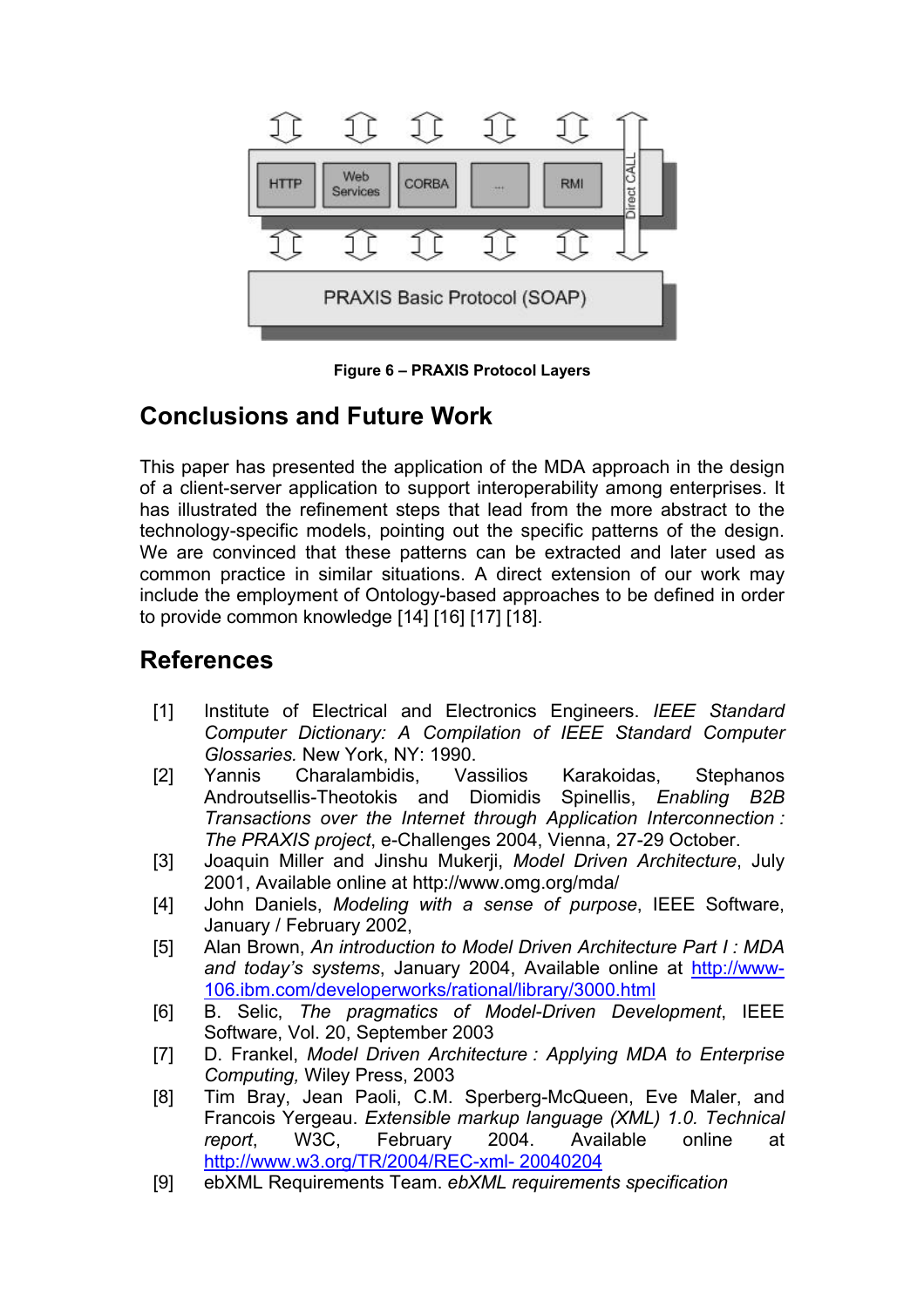**Figure 6 – PRAXIS Protocol Layers**

## Conclusions and Future Work

This paper has presented the application of the MDA approach in the design of a client-server application to support interoperability among enterprises. It has illustrated the refinement steps that lead from the more abstract to the technology-specific models, pointing out the specific patterns of the design. We are convinced that these patterns can be extracted and later used as common practice in similar situations. A direct extension of our work may include the employment of Ontology-based approaches to be defined in order to provide common knowledge [14] [16] [17] [18].

## References

[1] Institute of Electrical and Electronics Engineers. *IEEE Standard Computer Dictionary: A Compilation of IEEE Standard Computer Glossaries.* New York, NY: 1990.

[2] Yannis Charalambidis, Vassilios Karakoidas, Stephanos Androutsellis-Theotokis and Diomidis Spinellis, *Enabling B2B Transactions over the Internet through Application Interconnection : The PRAXIS project*, e-Challenges 2004, Vienna, 27-29 October.

[3] Joaquin Miller and Jinshu Mukerji, *Model Driven Architecture*, July 2001, Available online at http://www.omg.org/mda/

[4] John Daniels, *Modeling with a sense of purpose*, IEEE Software, January / February 2002,

[5] Alan Brown, *An introduction to Model Driven Architecture Part I : MDA and today's systems*, January 2004, Available online at http://www-106.ibm.com/developerworks/rational/library/3000.html

[6] B. Selic, *The pragmatics of Model-Driven Development*, IEEE Software, Vol. 20, September 2003

[7] D. Frankel, *Model Driven Architecture : Applying MDA to Enterprise Computing,* Wiley Press, 2003

[8] Tim Bray, Jean Paoli, C.M. Sperberg-McQueen, Eve Maler, and Francois Yergeau. *Extensible markup language (XML) 1.0. Technical report*, W3C, February 2004. Available online at http://www.w3.org/TR/2004/REC-xml- 20040204

[9] ebXML Requirements Team. *ebXML requirements specification*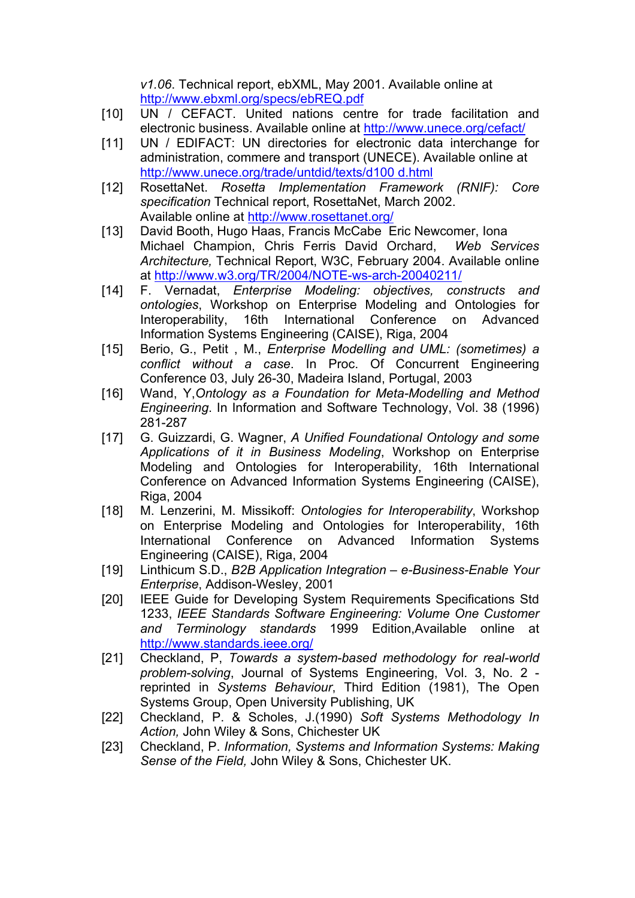*v1.06*. Technical report, ebXML, May 2001. Available online at http://www.ebxml.org/specs/ebREQ.pdf

[10] UN / CEFACT. United nations centre for trade facilitation and electronic business. Available online at http://www.unece.org/cefact/

[11] UN / EDIFACT: UN directories for electronic data interchange for administration, commere and transport (UNECE). Available online at http://www.unece.org/trade/untdid/texts/d100 d.html

[12] RosettaNet. *Rosetta Implementation Framework (RNIF): Core specification* Technical report, RosettaNet, March 2002. Available online at http://www.rosettanet.org/

[13] David Booth, Hugo Haas, Francis McCabe Eric Newcomer, Iona Michael Champion, Chris Ferris David Orchard, *Web Services Architecture,* Technical Report, W3C, February 2004. Available online at http://www.w3.org/TR/2004/NOTE-ws-arch-20040211/

[14] F. Vernadat, *Enterprise Modeling: objectives, constructs and ontologies*, Workshop on Enterprise Modeling and Ontologies for Interoperability, 16th International Conference on Advanced Information Systems Engineering (CAISE), Riga, 2004

[15] Berio, G., Petit , M., *Enterprise Modelling and UML: (sometimes) a conflict without a case*. In Proc. Of Concurrent Engineering Conference 03, July 26-30, Madeira Island, Portugal, 2003

[16] Wand, Y,*Ontology as a Foundation for Meta-Modelling and Method Engineering*. In Information and Software Technology, Vol. 38 (1996) 281-287

[17] G. Guizzardi, G. Wagner, *A Unified Foundational Ontology and some Applications of it in Business Modeling*, Workshop on Enterprise Modeling and Ontologies for Interoperability, 16th International Conference on Advanced Information Systems Engineering (CAISE), Riga, 2004

[18] M. Lenzerini, M. Missikoff: *Ontologies for Interoperability*, Workshop on Enterprise Modeling and Ontologies for Interoperability, 16th International Conference on Advanced Information Systems Engineering (CAISE), Riga, 2004

[19] Linthicum S.D., *B2B Application Integration – e-Business-Enable Your Enterprise*, Addison-Wesley, 2001

[20] IEEE Guide for Developing System Requirements Specifications Std 1233, *IEEE Standards Software Engineering: Volume One Customer and Terminology standards* 1999 Edition,Available online at http://www.standards.ieee.org/

[21] Checkland, P, *Towards a system-based methodology for real-world problem-solving*, Journal of Systems Engineering, Vol. 3, No. 2 - reprinted in *Systems Behaviour*, Third Edition (1981), The Open Systems Group, Open University Publishing, UK

[22] Checkland, P. & Scholes, J.(1990) *Soft Systems Methodology In Action,* John Wiley & Sons, Chichester UK

[23] Checkland, P. *Information, Systems and Information Systems: Making Sense of the Field,* John Wiley & Sons, Chichester UK.